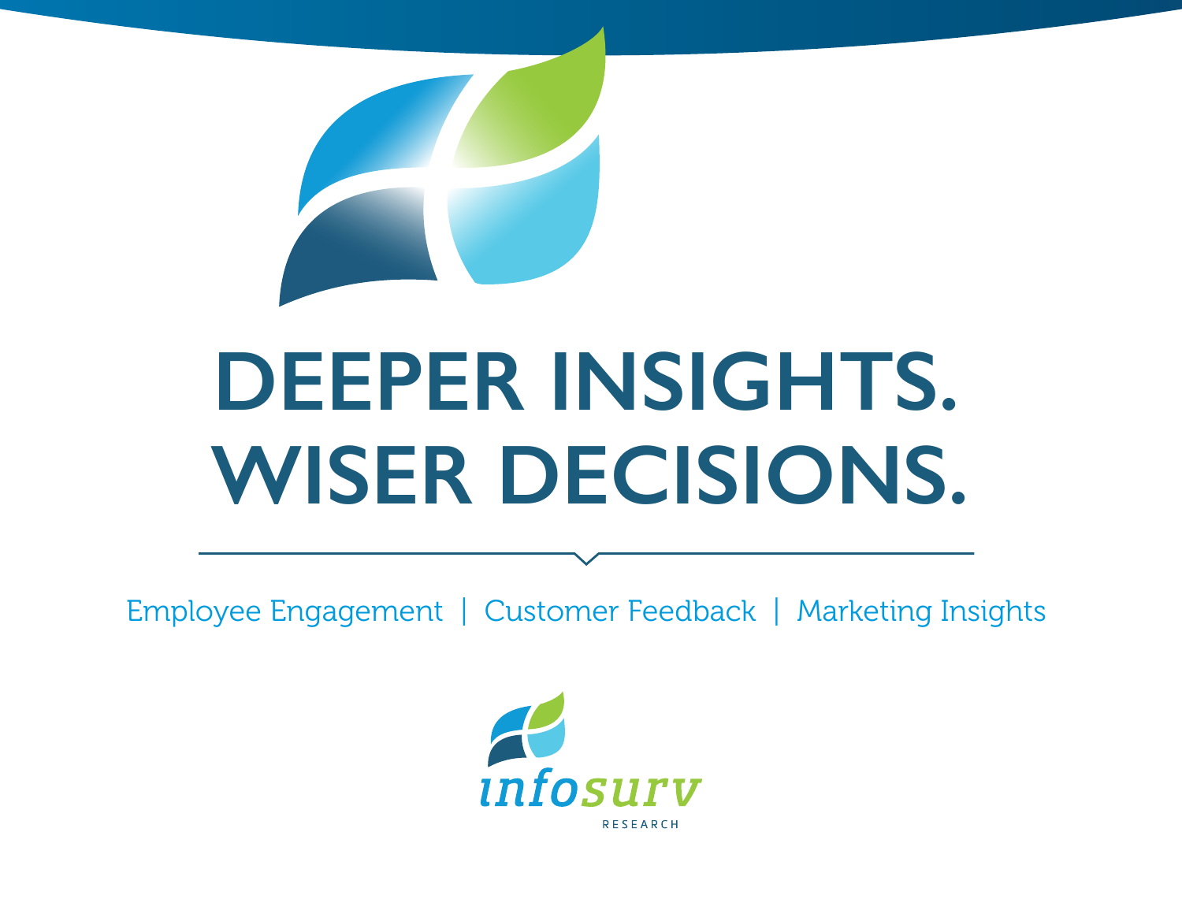# DEEPER INSIGHTS. WISER DECISIONS.

Employee Engagement | Customer Feedback | Marketing Insights

infosurv

RESEARCH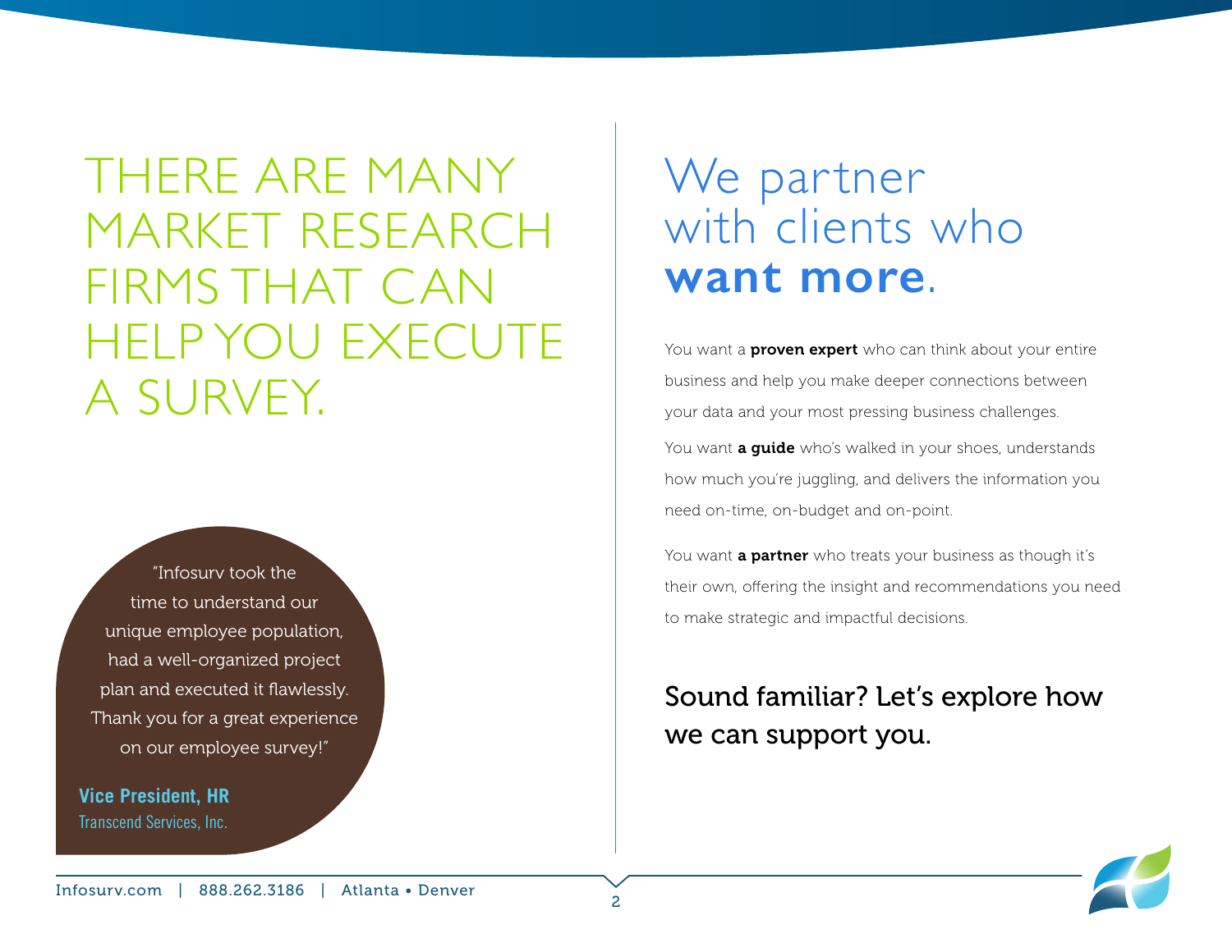# THERE ARE MANY MARKET RESEARCH FIRMS THAT CAN HELP YOU EXECUTE A SURVEY.

"Infosurv took the time to understand our unique employee population, had a well-organized project plan and executed it flawlessly. Thank you for a great experience on our employee survey!"

**Vice President, HR**
Transcend Services, Inc.

# We partner with clients who **want more**.

You want a **proven expert** who can think about your entire business and help you make deeper connections between your data and your most pressing business challenges.

You want **a guide** who's walked in your shoes, understands how much you're juggling, and delivers the information you need on-time, on-budget and on-point.

You want **a partner** who treats your business as though it's their own, offering the insight and recommendations you need to make strategic and impactful decisions.

## Sound familiar? Let's explore how we can support you.

Infosurv.com | 888.262.3186 | Atlanta • Denver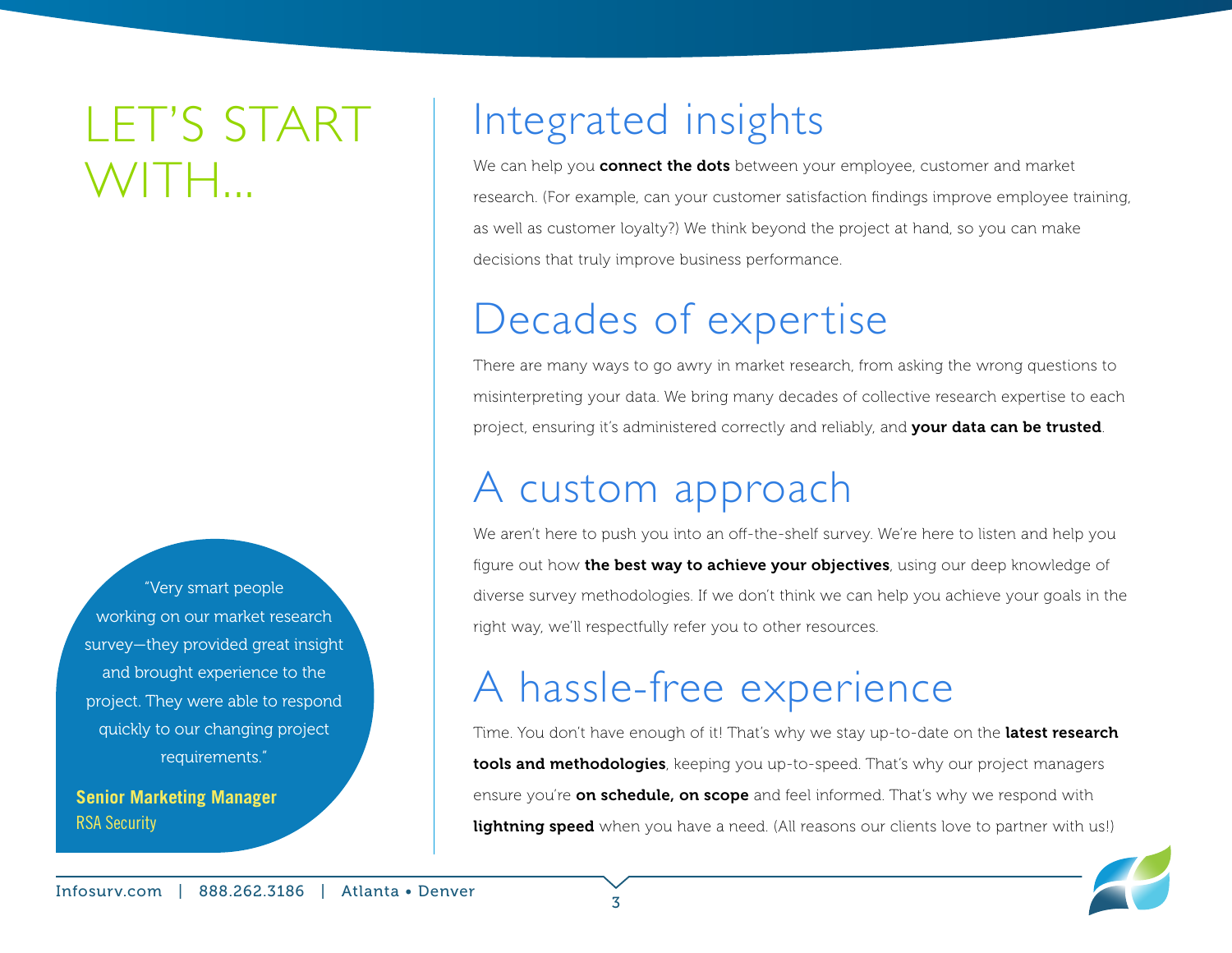# LET'S START WITH...

## Integrated insights

We can help you **connect the dots** between your employee, customer and market research. (For example, can your customer satisfaction findings improve employee training, as well as customer loyalty?) We think beyond the project at hand, so you can make decisions that truly improve business performance.

## Decades of expertise

There are many ways to go awry in market research, from asking the wrong questions to misinterpreting your data. We bring many decades of collective research expertise to each project, ensuring it's administered correctly and reliably, and **your data can be trusted**.

## A custom approach

We aren't here to push you into an off-the-shelf survey. We're here to listen and help you figure out how **the best way to achieve your objectives**, using our deep knowledge of diverse survey methodologies. If we don't think we can help you achieve your goals in the right way, we'll respectfully refer you to other resources.

## A hassle-free experience

Time. You don't have enough of it! That's why we stay up-to-date on the **latest research tools and methodologies**, keeping you up-to-speed. That's why our project managers ensure you're **on schedule, on scope** and feel informed. That's why we respond with **lightning speed** when you have a need. (All reasons our clients love to partner with us!)

"Very smart people working on our market research survey—they provided great insight and brought experience to the project. They were able to respond quickly to our changing project requirements."

**Senior Marketing Manager**
RSA Security

Infosurv.com | 888.262.3186 | Atlanta • Denver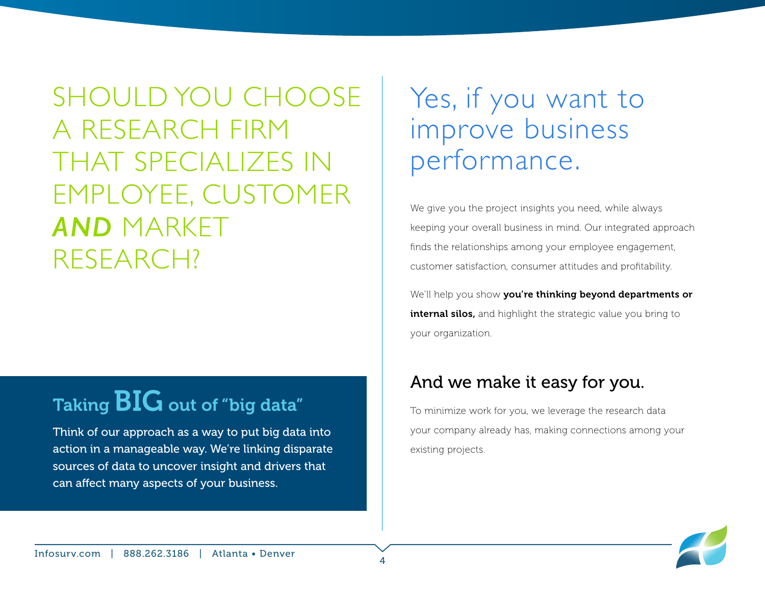# SHOULD YOU CHOOSE A RESEARCH FIRM THAT SPECIALIZES IN EMPLOYEE, CUSTOMER ***AND*** MARKET RESEARCH?

## Taking BIG out of "big data"

Think of our approach as a way to put big data into action in a manageable way. We're linking disparate sources of data to uncover insight and drivers that can affect many aspects of your business.

# Yes, if you want to improve business performance.

We give you the project insights you need, while always keeping your overall business in mind. Our integrated approach finds the relationships among your employee engagement, customer satisfaction, consumer attitudes and profitability.

We'll help you show **you're thinking beyond departments or internal silos,** and highlight the strategic value you bring to your organization.

## And we make it easy for you.

To minimize work for you, we leverage the research data your company already has, making connections among your existing projects.

Infosurv.com | 888.262.3186 | Atlanta • Denver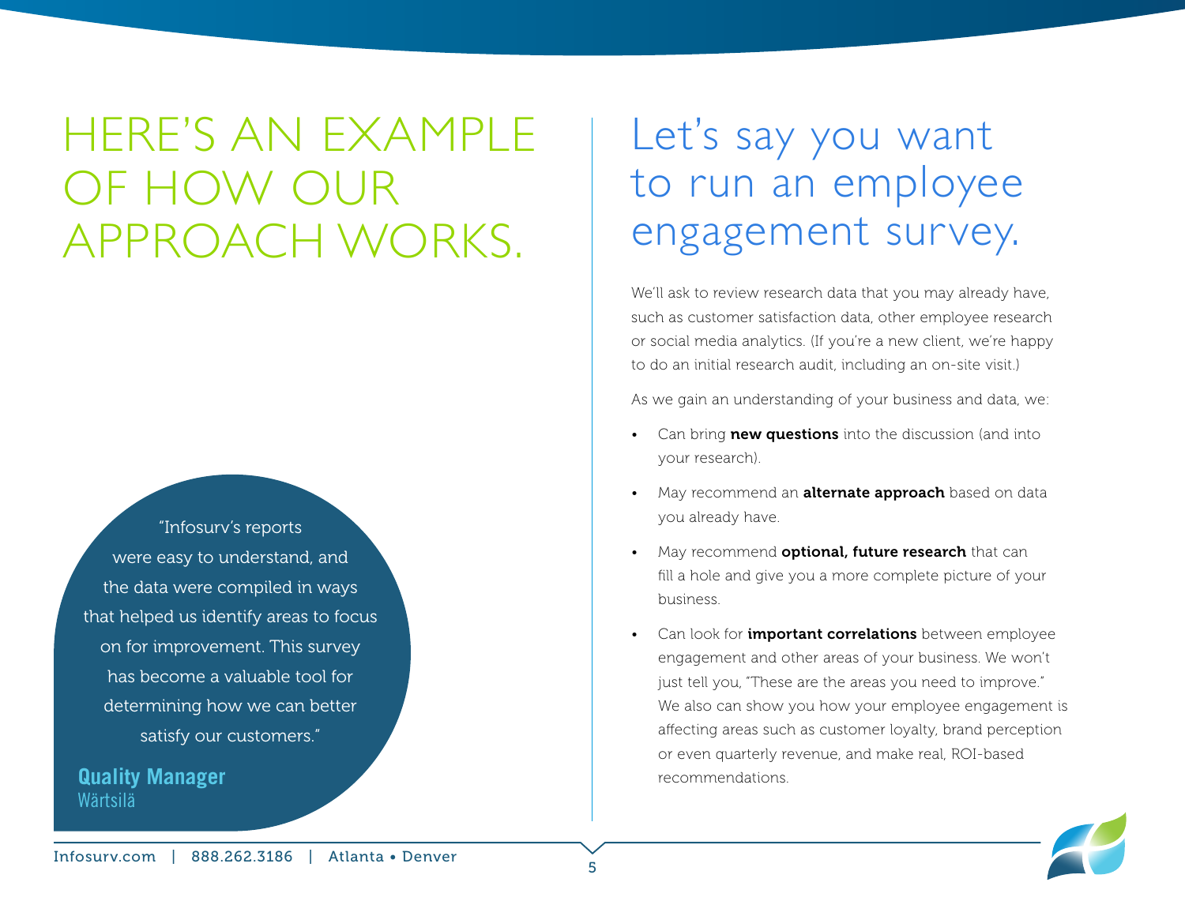# HERE'S AN EXAMPLE OF HOW OUR APPROACH WORKS.

"Infosurv's reports were easy to understand, and the data were compiled in ways that helped us identify areas to focus on for improvement. This survey has become a valuable tool for determining how we can better satisfy our customers."

**Quality Manager**
Wärtsilä

## Let's say you want to run an employee engagement survey.

We'll ask to review research data that you may already have, such as customer satisfaction data, other employee research or social media analytics. (If you're a new client, we're happy to do an initial research audit, including an on-site visit.)

As we gain an understanding of your business and data, we:

- Can bring **new questions** into the discussion (and into your research).
- May recommend an **alternate approach** based on data you already have.
- May recommend **optional, future research** that can fill a hole and give you a more complete picture of your business.
- Can look for **important correlations** between employee engagement and other areas of your business. We won't just tell you, "These are the areas you need to improve." We also can show you how your employee engagement is affecting areas such as customer loyalty, brand perception or even quarterly revenue, and make real, ROI-based recommendations.

Infosurv.com | 888.262.3186 | Atlanta • Denver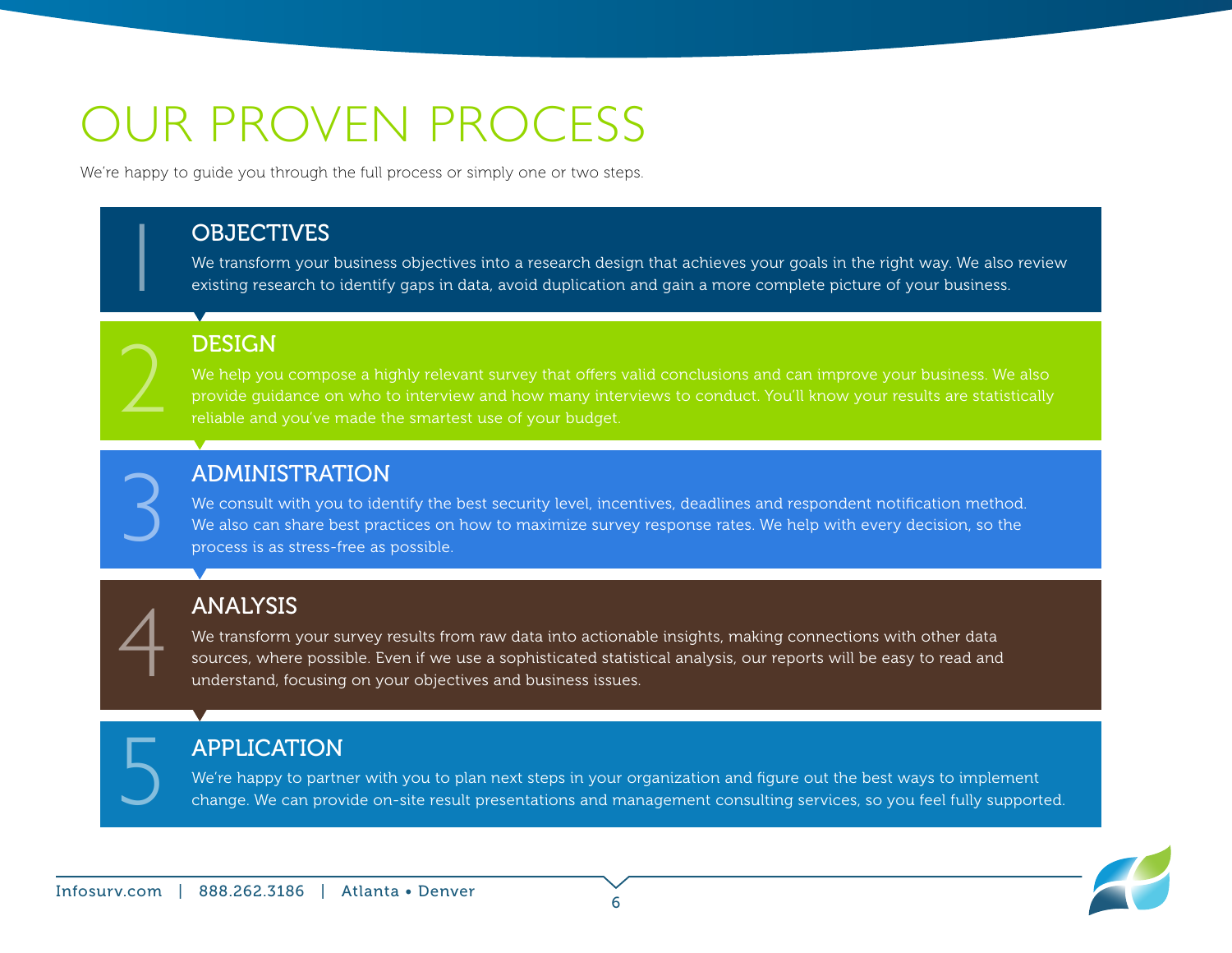# OUR PROVEN PROCESS

We're happy to guide you through the full process or simply one or two steps.

## 1 OBJECTIVES

We transform your business objectives into a research design that achieves your goals in the right way. We also review existing research to identify gaps in data, avoid duplication and gain a more complete picture of your business.

## 2 DESIGN

We help you compose a highly relevant survey that offers valid conclusions and can improve your business. We also provide guidance on who to interview and how many interviews to conduct. You'll know your results are statistically reliable and you've made the smartest use of your budget.

## 3 ADMINISTRATION

We consult with you to identify the best security level, incentives, deadlines and respondent notification method. We also can share best practices on how to maximize survey response rates. We help with every decision, so the process is as stress-free as possible.

## 4 ANALYSIS

We transform your survey results from raw data into actionable insights, making connections with other data sources, where possible. Even if we use a sophisticated statistical analysis, our reports will be easy to read and understand, focusing on your objectives and business issues.

## 5 APPLICATION

We're happy to partner with you to plan next steps in your organization and figure out the best ways to implement change. We can provide on-site result presentations and management consulting services, so you feel fully supported.

Infosurv.com | 888.262.3186 | Atlanta • Denver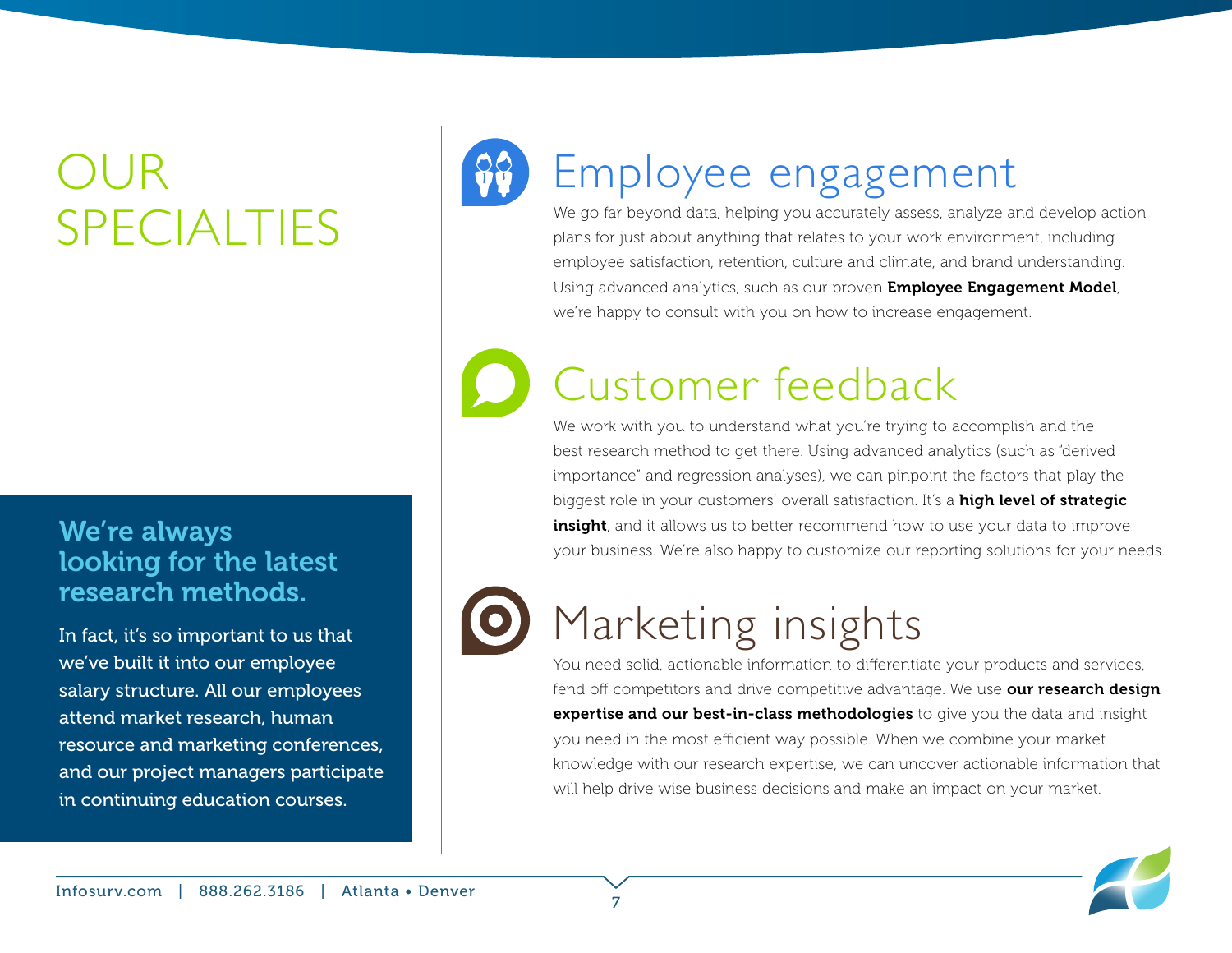# OUR SPECIALTIES

**We're always looking for the latest research methods.**

In fact, it's so important to us that we've built it into our employee salary structure. All our employees attend market research, human resource and marketing conferences, and our project managers participate in continuing education courses.

## Employee engagement

We go far beyond data, helping you accurately assess, analyze and develop action plans for just about anything that relates to your work environment, including employee satisfaction, retention, culture and climate, and brand understanding. Using advanced analytics, such as our proven **Employee Engagement Model**, we're happy to consult with you on how to increase engagement.

## Customer feedback

We work with you to understand what you're trying to accomplish and the best research method to get there. Using advanced analytics (such as "derived importance" and regression analyses), we can pinpoint the factors that play the biggest role in your customers' overall satisfaction. It's a **high level of strategic insight**, and it allows us to better recommend how to use your data to improve your business. We're also happy to customize our reporting solutions for your needs.

## Marketing insights

You need solid, actionable information to differentiate your products and services, fend off competitors and drive competitive advantage. We use **our research design expertise and our best-in-class methodologies** to give you the data and insight you need in the most efficient way possible. When we combine your market knowledge with our research expertise, we can uncover actionable information that will help drive wise business decisions and make an impact on your market.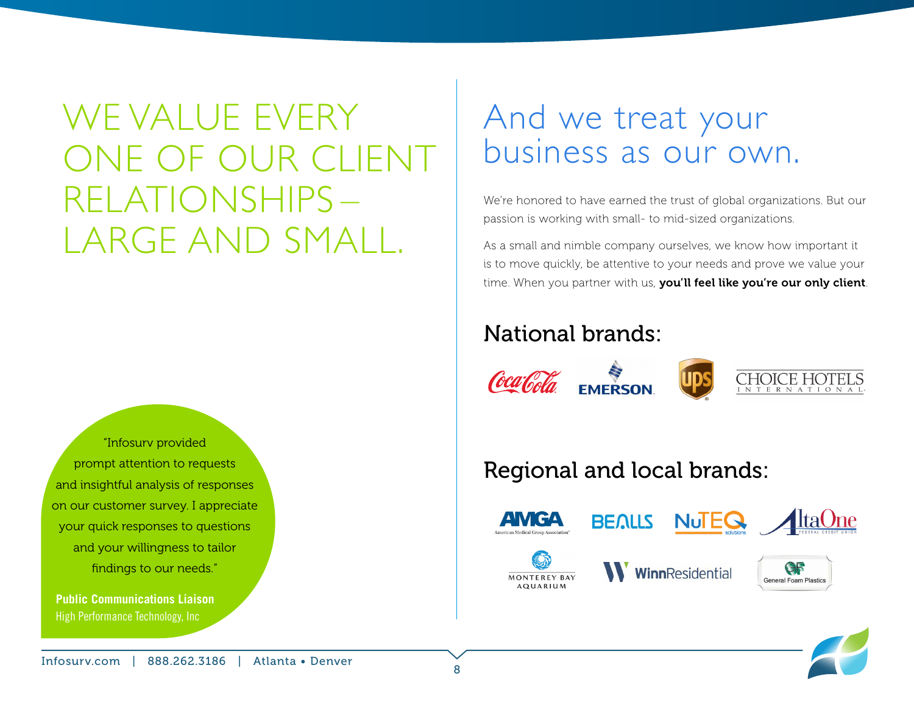# WE VALUE EVERY ONE OF OUR CLIENT RELATIONSHIPS – LARGE AND SMALL.

"Infosurv provided prompt attention to requests and insightful analysis of responses on our customer survey. I appreciate your quick responses to questions and your willingness to tailor findings to our needs."

**Public Communications Liaison**
High Performance Technology, Inc

# And we treat your business as our own.

We're honored to have earned the trust of global organizations. But our passion is working with small- to mid-sized organizations.

As a small and nimble company ourselves, we know how important it is to move quickly, be attentive to your needs and prove we value your time. When you partner with us, **you'll feel like you're our only client**.

## National brands:

Coca-Cola, Emerson, UPS, Choice Hotels International

## Regional and local brands:

AMGA American Medical Group Association, Bealls, NuTEQ solutions, AltaOne Federal Credit Union, Monterey Bay Aquarium, WinnResidential, General Foam Plastics

Infosurv.com | 888.262.3186 | Atlanta • Denver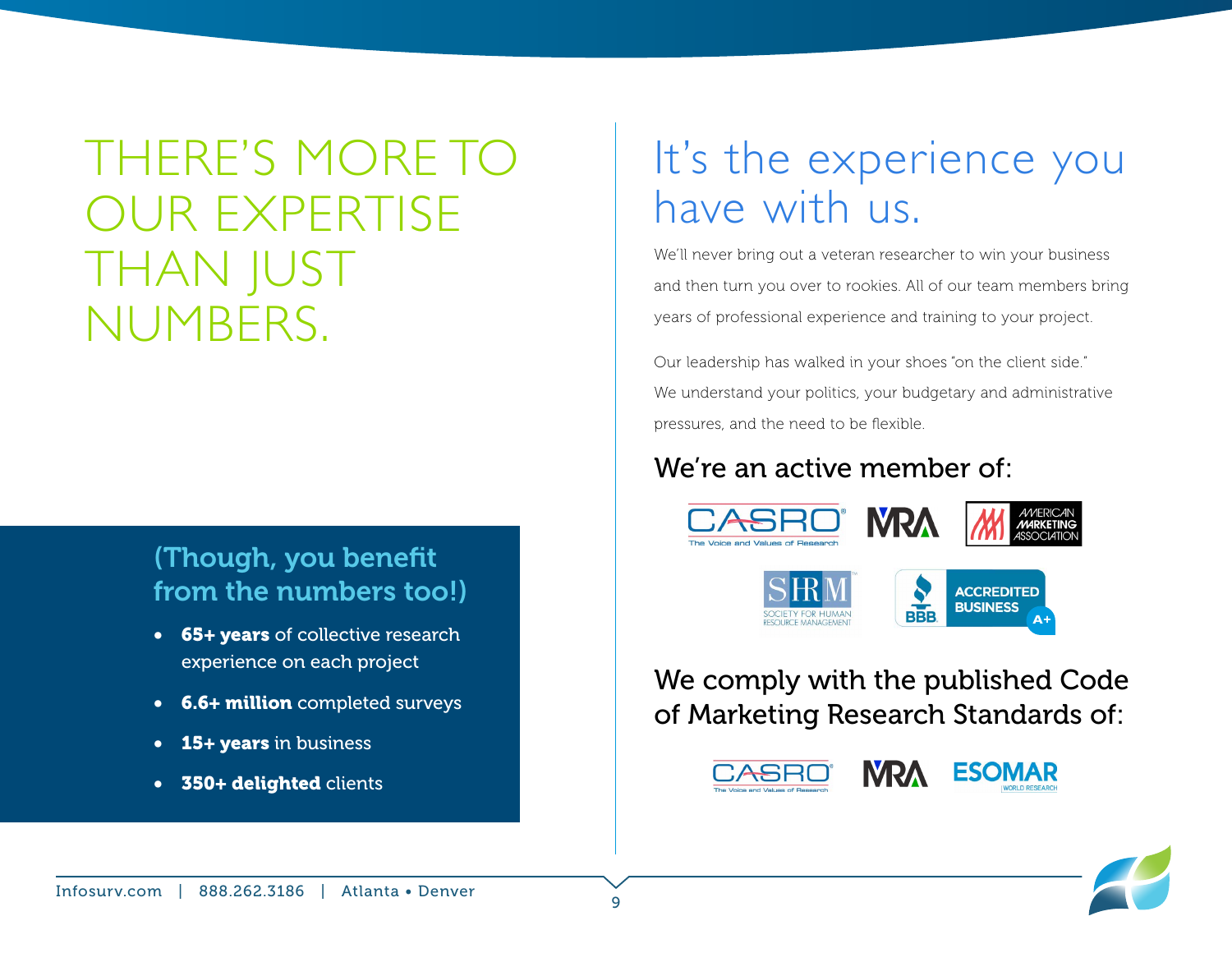# THERE'S MORE TO OUR EXPERTISE THAN JUST NUMBERS.

## (Though, you benefit from the numbers too!)

- **65+ years** of collective research experience on each project
- **6.6+ million** completed surveys
- **15+ years** in business
- **350+ delighted** clients

# It's the experience you have with us.

We'll never bring out a veteran researcher to win your business and then turn you over to rookies. All of our team members bring years of professional experience and training to your project.

Our leadership has walked in your shoes "on the client side." We understand your politics, your budgetary and administrative pressures, and the need to be flexible.

## We're an active member of:

CASRO — The Voice and Values of Research

MRA

American Marketing Association

SHRM — Society for Human Resource Management

BBB Accredited Business A+

## We comply with the published Code of Marketing Research Standards of:

CASRO — The Voice and Values of Research

MRA

ESOMAR — World Research

Infosurv.com | 888.262.3186 | Atlanta • Denver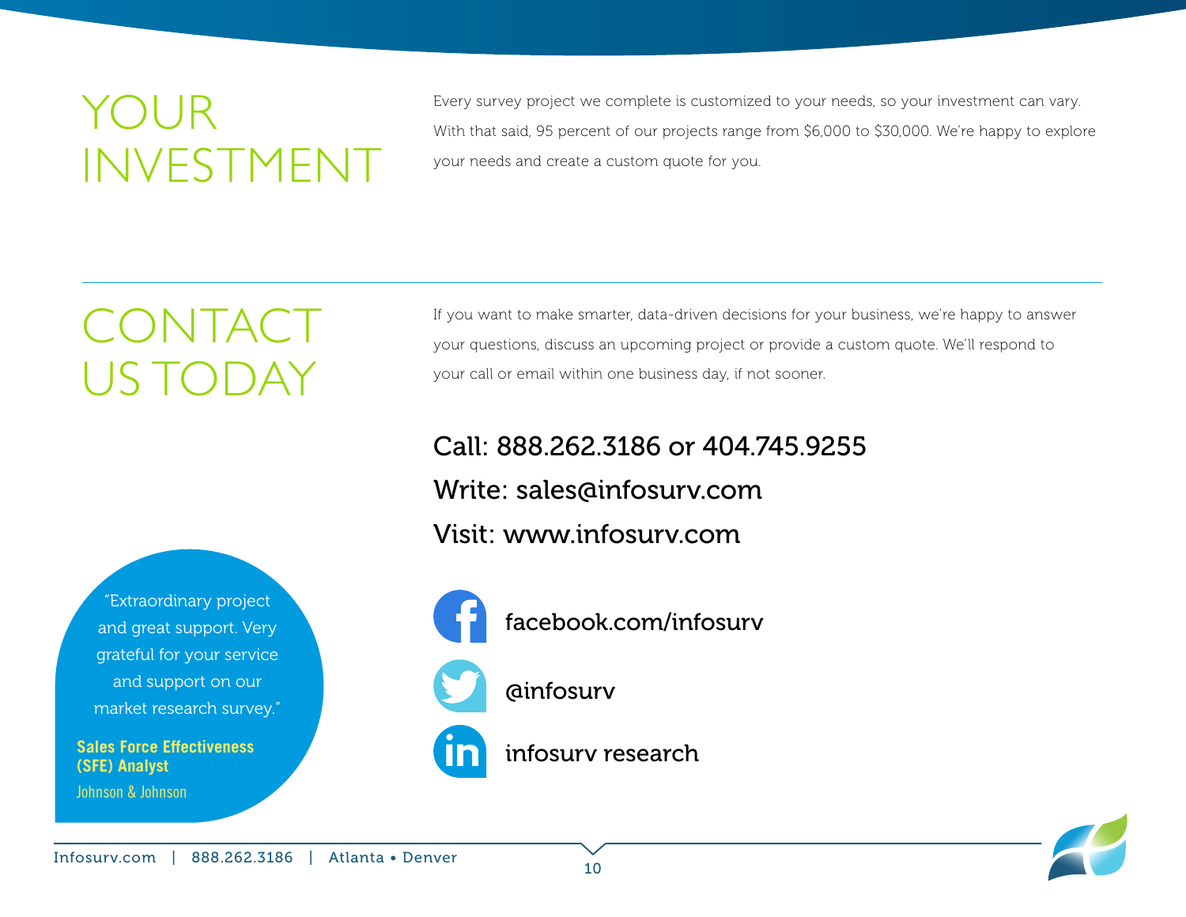# YOUR INVESTMENT

Every survey project we complete is customized to your needs, so your investment can vary. With that said, 95 percent of our projects range from $6,000 to $30,000. We're happy to explore your needs and create a custom quote for you.

# CONTACT US TODAY

If you want to make smarter, data-driven decisions for your business, we're happy to answer your questions, discuss an upcoming project or provide a custom quote. We'll respond to your call or email within one business day, if not sooner.

Call: 888.262.3186 or 404.745.9255

Write: sales@infosurv.com

Visit: www.infosurv.com

facebook.com/infosurv

@infosurv

infosurv research

"Extraordinary project and great support. Very grateful for your service and support on our market research survey."

**Sales Force Effectiveness (SFE) Analyst**
Johnson & Johnson